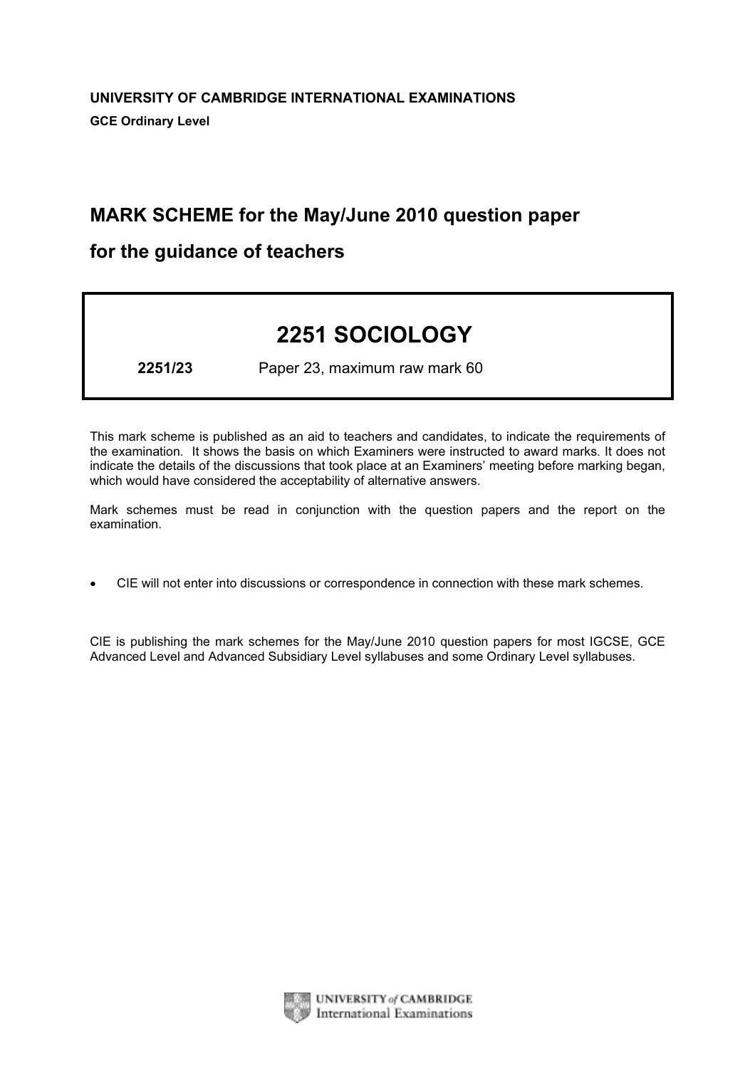**UNIVERSITY OF CAMBRIDGE INTERNATIONAL EXAMINATIONS**

**GCE Ordinary Level**

## MARK SCHEME for the May/June 2010 question paper

## for the guidance of teachers

# 2251 SOCIOLOGY

**2251/23** Paper 23, maximum raw mark 60

This mark scheme is published as an aid to teachers and candidates, to indicate the requirements of the examination. It shows the basis on which Examiners were instructed to award marks. It does not indicate the details of the discussions that took place at an Examiners' meeting before marking began, which would have considered the acceptability of alternative answers.

Mark schemes must be read in conjunction with the question papers and the report on the examination.

- CIE will not enter into discussions or correspondence in connection with these mark schemes.

CIE is publishing the mark schemes for the May/June 2010 question papers for most IGCSE, GCE Advanced Level and Advanced Subsidiary Level syllabuses and some Ordinary Level syllabuses.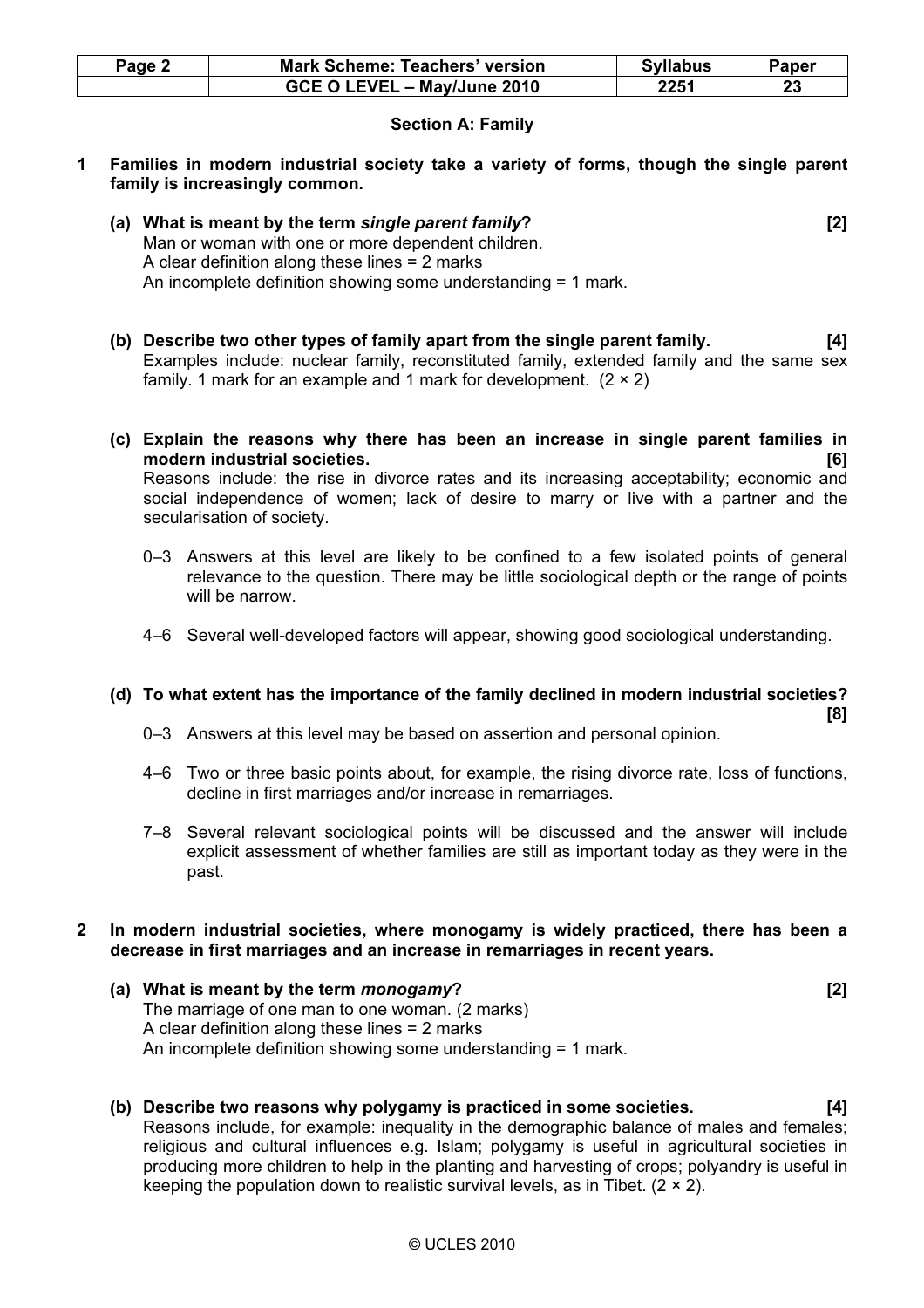| Page 2 | Mark Scheme: Teachers' version | Syllabus | Paper |
|---|---|---|---|
| | GCE O LEVEL – May/June 2010 | 2251 | 23 |

## Section A: Family

**1 Families in modern industrial society take a variety of forms, though the single parent family is increasingly common.**

**(a) What is meant by the term *single parent family*? [2]**

Man or woman with one or more dependent children.
A clear definition along these lines = 2 marks
An incomplete definition showing some understanding = 1 mark.

**(b) Describe two other types of family apart from the single parent family. [4]**

Examples include: nuclear family, reconstituted family, extended family and the same sex family. 1 mark for an example and 1 mark for development. (2 × 2)

**(c) Explain the reasons why there has been an increase in single parent families in modern industrial societies. [6]**

Reasons include: the rise in divorce rates and its increasing acceptability; economic and social independence of women; lack of desire to marry or live with a partner and the secularisation of society.

0–3 Answers at this level are likely to be confined to a few isolated points of general relevance to the question. There may be little sociological depth or the range of points will be narrow.

4–6 Several well-developed factors will appear, showing good sociological understanding.

**(d) To what extent has the importance of the family declined in modern industrial societies? [8]**

0–3 Answers at this level may be based on assertion and personal opinion.

4–6 Two or three basic points about, for example, the rising divorce rate, loss of functions, decline in first marriages and/or increase in remarriages.

7–8 Several relevant sociological points will be discussed and the answer will include explicit assessment of whether families are still as important today as they were in the past.

**2 In modern industrial societies, where monogamy is widely practiced, there has been a decrease in first marriages and an increase in remarriages in recent years.**

**(a) What is meant by the term *monogamy*? [2]**

The marriage of one man to one woman. (2 marks)
A clear definition along these lines = 2 marks
An incomplete definition showing some understanding = 1 mark.

**(b) Describe two reasons why polygamy is practiced in some societies. [4]**

Reasons include, for example: inequality in the demographic balance of males and females; religious and cultural influences e.g. Islam; polygamy is useful in agricultural societies in producing more children to help in the planting and harvesting of crops; polyandry is useful in keeping the population down to realistic survival levels, as in Tibet. (2 × 2).

© UCLES 2010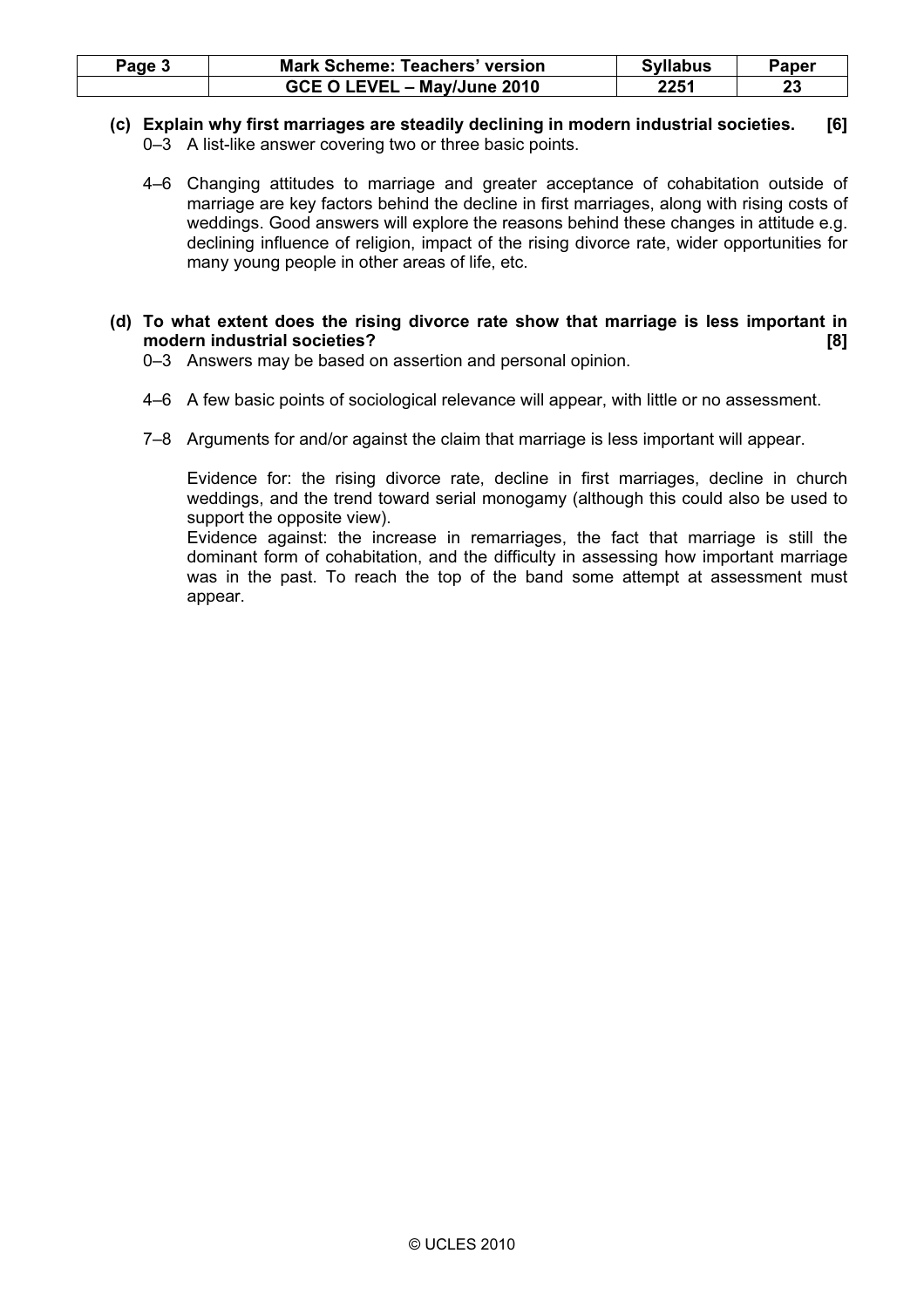**(c) Explain why first marriages are steadily declining in modern industrial societies. [6]**

0–3 A list-like answer covering two or three basic points.

4–6 Changing attitudes to marriage and greater acceptance of cohabitation outside of marriage are key factors behind the decline in first marriages, along with rising costs of weddings. Good answers will explore the reasons behind these changes in attitude e.g. declining influence of religion, impact of the rising divorce rate, wider opportunities for many young people in other areas of life, etc.

**(d) To what extent does the rising divorce rate show that marriage is less important in modern industrial societies? [8]**

0–3 Answers may be based on assertion and personal opinion.

4–6 A few basic points of sociological relevance will appear, with little or no assessment.

7–8 Arguments for and/or against the claim that marriage is less important will appear.

Evidence for: the rising divorce rate, decline in first marriages, decline in church weddings, and the trend toward serial monogamy (although this could also be used to support the opposite view).

Evidence against: the increase in remarriages, the fact that marriage is still the dominant form of cohabitation, and the difficulty in assessing how important marriage was in the past. To reach the top of the band some attempt at assessment must appear.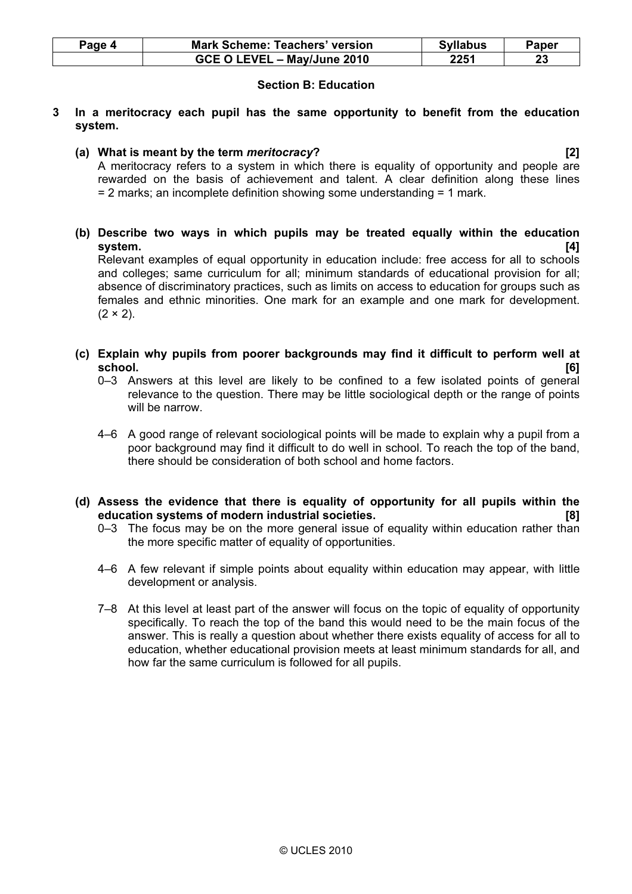## Section B: Education

**3 In a meritocracy each pupil has the same opportunity to benefit from the education system.**

**(a) What is meant by the term *meritocracy*? [2]**

A meritocracy refers to a system in which there is equality of opportunity and people are rewarded on the basis of achievement and talent. A clear definition along these lines = 2 marks; an incomplete definition showing some understanding = 1 mark.

**(b) Describe two ways in which pupils may be treated equally within the education system. [4]**

Relevant examples of equal opportunity in education include: free access for all to schools and colleges; same curriculum for all; minimum standards of educational provision for all; absence of discriminatory practices, such as limits on access to education for groups such as females and ethnic minorities. One mark for an example and one mark for development. (2 × 2).

**(c) Explain why pupils from poorer backgrounds may find it difficult to perform well at school. [6]**

0–3 Answers at this level are likely to be confined to a few isolated points of general relevance to the question. There may be little sociological depth or the range of points will be narrow.

4–6 A good range of relevant sociological points will be made to explain why a pupil from a poor background may find it difficult to do well in school. To reach the top of the band, there should be consideration of both school and home factors.

**(d) Assess the evidence that there is equality of opportunity for all pupils within the education systems of modern industrial societies. [8]**

0–3 The focus may be on the more general issue of equality within education rather than the more specific matter of equality of opportunities.

4–6 A few relevant if simple points about equality within education may appear, with little development or analysis.

7–8 At this level at least part of the answer will focus on the topic of equality of opportunity specifically. To reach the top of the band this would need to be the main focus of the answer. This is really a question about whether there exists equality of access for all to education, whether educational provision meets at least minimum standards for all, and how far the same curriculum is followed for all pupils.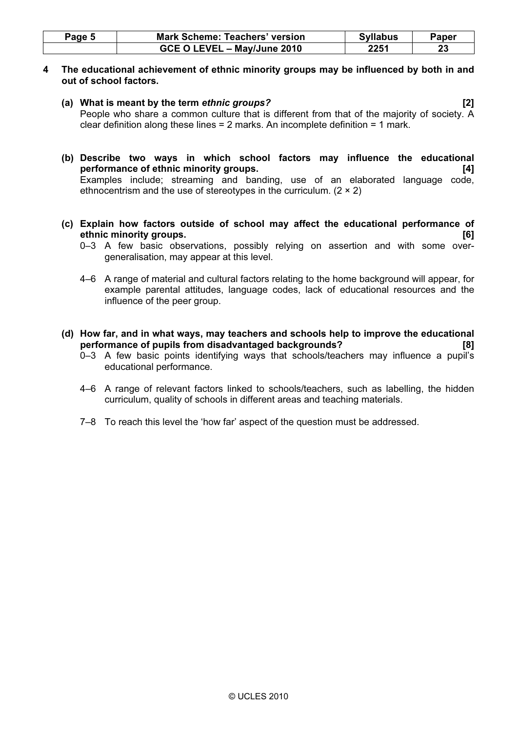**4 The educational achievement of ethnic minority groups may be influenced by both in and out of school factors.**

**(a) What is meant by the term *ethnic groups?*** **[2]**

People who share a common culture that is different from that of the majority of society. A clear definition along these lines = 2 marks. An incomplete definition = 1 mark.

**(b) Describe two ways in which school factors may influence the educational performance of ethnic minority groups.** **[4]**

Examples include; streaming and banding, use of an elaborated language code, ethnocentrism and the use of stereotypes in the curriculum. (2 × 2)

**(c) Explain how factors outside of school may affect the educational performance of ethnic minority groups.** **[6]**

0–3 A few basic observations, possibly relying on assertion and with some over-generalisation, may appear at this level.

4–6 A range of material and cultural factors relating to the home background will appear, for example parental attitudes, language codes, lack of educational resources and the influence of the peer group.

**(d) How far, and in what ways, may teachers and schools help to improve the educational performance of pupils from disadvantaged backgrounds?** **[8]**

0–3 A few basic points identifying ways that schools/teachers may influence a pupil's educational performance.

4–6 A range of relevant factors linked to schools/teachers, such as labelling, the hidden curriculum, quality of schools in different areas and teaching materials.

7–8 To reach this level the 'how far' aspect of the question must be addressed.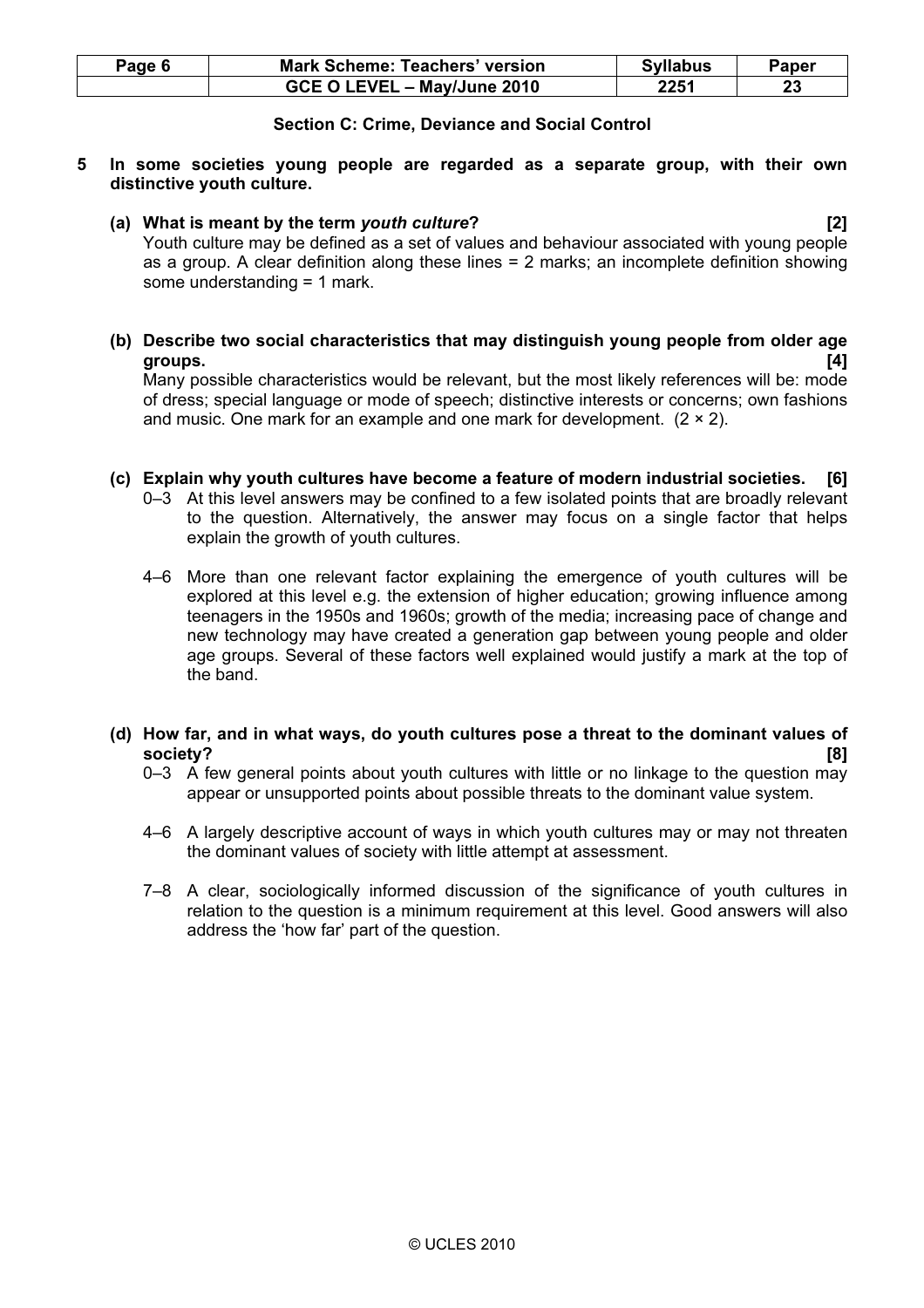### Section C: Crime, Deviance and Social Control

**5 In some societies young people are regarded as a separate group, with their own distinctive youth culture.**

**(a) What is meant by the term *youth culture*? [2]**

Youth culture may be defined as a set of values and behaviour associated with young people as a group. A clear definition along these lines = 2 marks; an incomplete definition showing some understanding = 1 mark.

**(b) Describe two social characteristics that may distinguish young people from older age groups. [4]**

Many possible characteristics would be relevant, but the most likely references will be: mode of dress; special language or mode of speech; distinctive interests or concerns; own fashions and music. One mark for an example and one mark for development. (2 × 2).

**(c) Explain why youth cultures have become a feature of modern industrial societies. [6]**

0–3 At this level answers may be confined to a few isolated points that are broadly relevant to the question. Alternatively, the answer may focus on a single factor that helps explain the growth of youth cultures.

4–6 More than one relevant factor explaining the emergence of youth cultures will be explored at this level e.g. the extension of higher education; growing influence among teenagers in the 1950s and 1960s; growth of the media; increasing pace of change and new technology may have created a generation gap between young people and older age groups. Several of these factors well explained would justify a mark at the top of the band.

**(d) How far, and in what ways, do youth cultures pose a threat to the dominant values of society? [8]**

0–3 A few general points about youth cultures with little or no linkage to the question may appear or unsupported points about possible threats to the dominant value system.

4–6 A largely descriptive account of ways in which youth cultures may or may not threaten the dominant values of society with little attempt at assessment.

7–8 A clear, sociologically informed discussion of the significance of youth cultures in relation to the question is a minimum requirement at this level. Good answers will also address the 'how far' part of the question.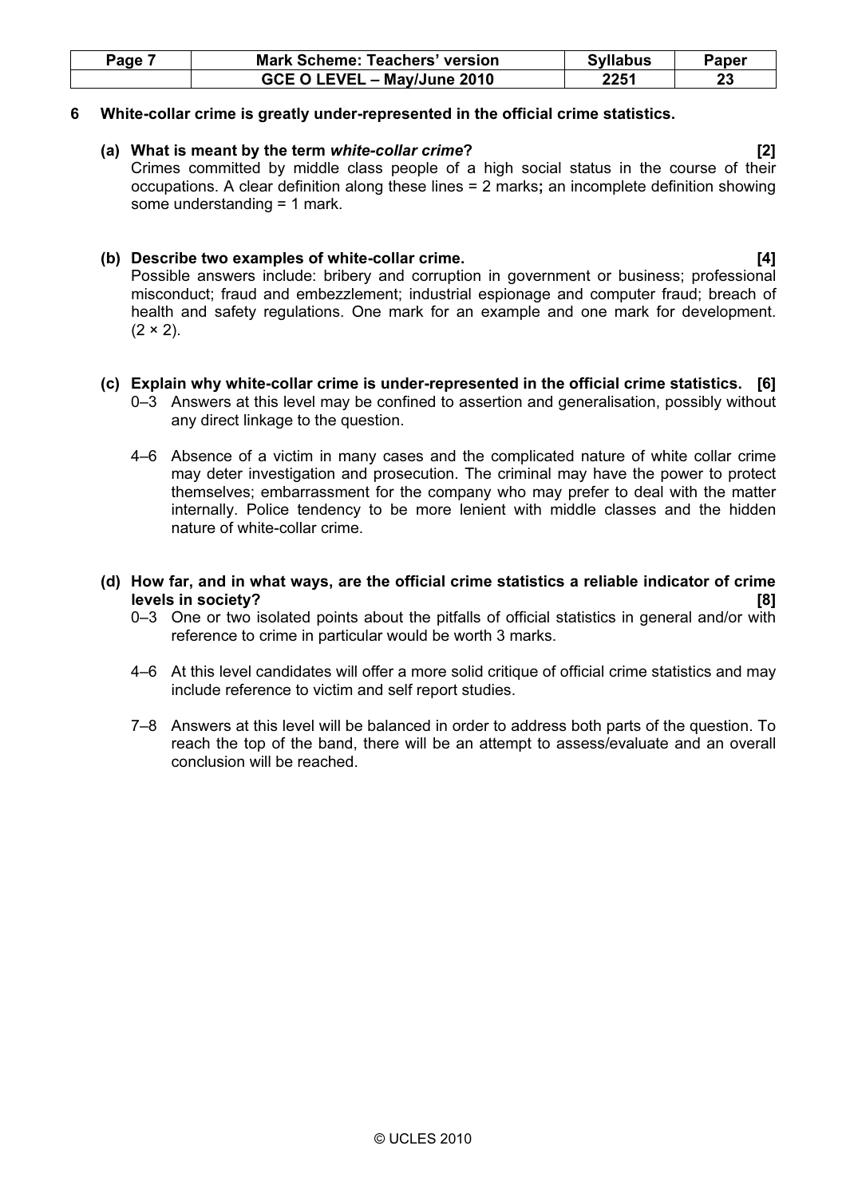**6 White-collar crime is greatly under-represented in the official crime statistics.**

**(a) What is meant by the term *white-collar crime*? [2]**

Crimes committed by middle class people of a high social status in the course of their occupations. A clear definition along these lines = 2 marks**;** an incomplete definition showing some understanding = 1 mark.

**(b) Describe two examples of white-collar crime. [4]**

Possible answers include: bribery and corruption in government or business; professional misconduct; fraud and embezzlement; industrial espionage and computer fraud; breach of health and safety regulations. One mark for an example and one mark for development. $(2 \times 2)$.

**(c) Explain why white-collar crime is under-represented in the official crime statistics. [6]**

0–3 Answers at this level may be confined to assertion and generalisation, possibly without any direct linkage to the question.

4–6 Absence of a victim in many cases and the complicated nature of white collar crime may deter investigation and prosecution. The criminal may have the power to protect themselves; embarrassment for the company who may prefer to deal with the matter internally. Police tendency to be more lenient with middle classes and the hidden nature of white-collar crime.

**(d) How far, and in what ways, are the official crime statistics a reliable indicator of crime levels in society? [8]**

0–3 One or two isolated points about the pitfalls of official statistics in general and/or with reference to crime in particular would be worth 3 marks.

4–6 At this level candidates will offer a more solid critique of official crime statistics and may include reference to victim and self report studies.

7–8 Answers at this level will be balanced in order to address both parts of the question. To reach the top of the band, there will be an attempt to assess/evaluate and an overall conclusion will be reached.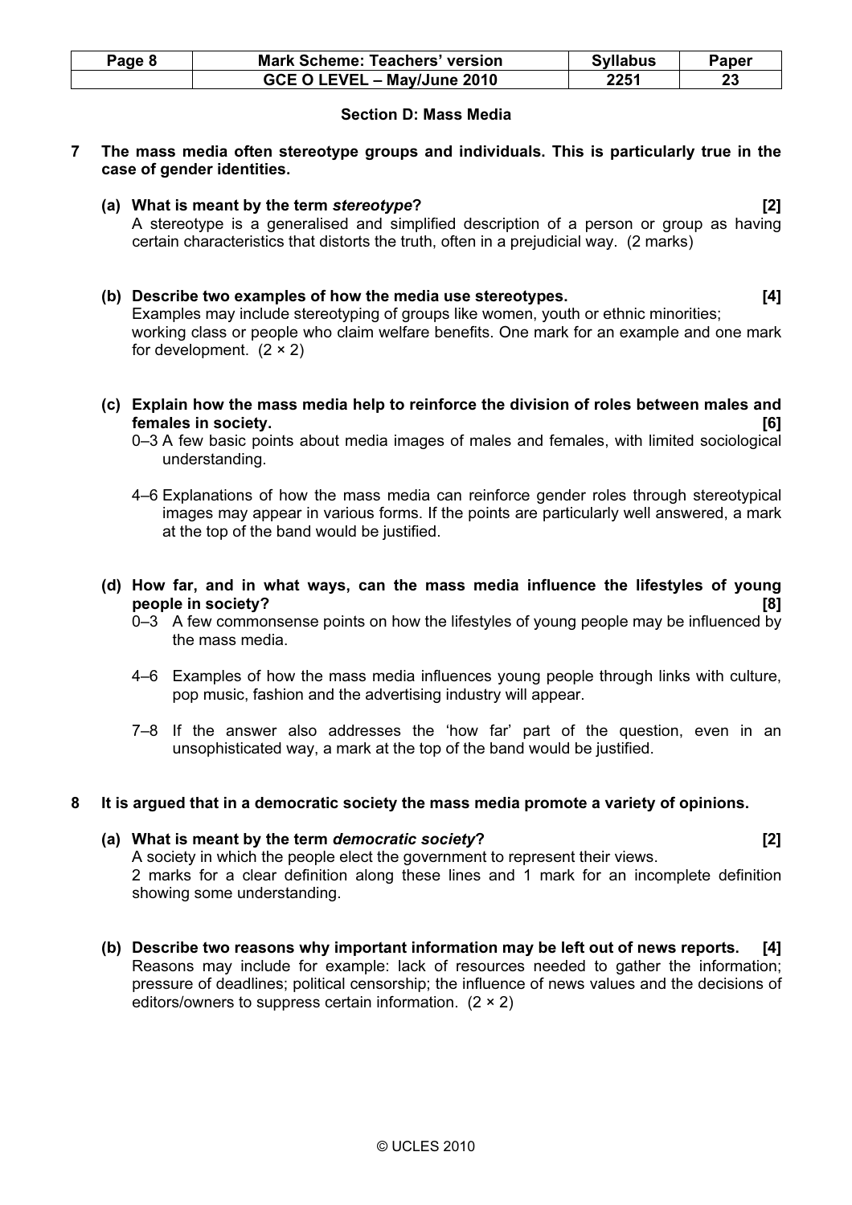## Section D: Mass Media

**7 The mass media often stereotype groups and individuals. This is particularly true in the case of gender identities.**

**(a) What is meant by the term *stereotype*? [2]**

A stereotype is a generalised and simplified description of a person or group as having certain characteristics that distorts the truth, often in a prejudicial way. (2 marks)

**(b) Describe two examples of how the media use stereotypes. [4]**

Examples may include stereotyping of groups like women, youth or ethnic minorities; working class or people who claim welfare benefits. One mark for an example and one mark for development. (2 × 2)

**(c) Explain how the mass media help to reinforce the division of roles between males and females in society. [6]**

0–3 A few basic points about media images of males and females, with limited sociological understanding.

4–6 Explanations of how the mass media can reinforce gender roles through stereotypical images may appear in various forms. If the points are particularly well answered, a mark at the top of the band would be justified.

**(d) How far, and in what ways, can the mass media influence the lifestyles of young people in society? [8]**

0–3 A few commonsense points on how the lifestyles of young people may be influenced by the mass media.

4–6 Examples of how the mass media influences young people through links with culture, pop music, fashion and the advertising industry will appear.

7–8 If the answer also addresses the 'how far' part of the question, even in an unsophisticated way, a mark at the top of the band would be justified.

**8 It is argued that in a democratic society the mass media promote a variety of opinions.**

**(a) What is meant by the term *democratic society*? [2]**

A society in which the people elect the government to represent their views.
2 marks for a clear definition along these lines and 1 mark for an incomplete definition showing some understanding.

**(b) Describe two reasons why important information may be left out of news reports. [4]**

Reasons may include for example: lack of resources needed to gather the information; pressure of deadlines; political censorship; the influence of news values and the decisions of editors/owners to suppress certain information. (2 × 2)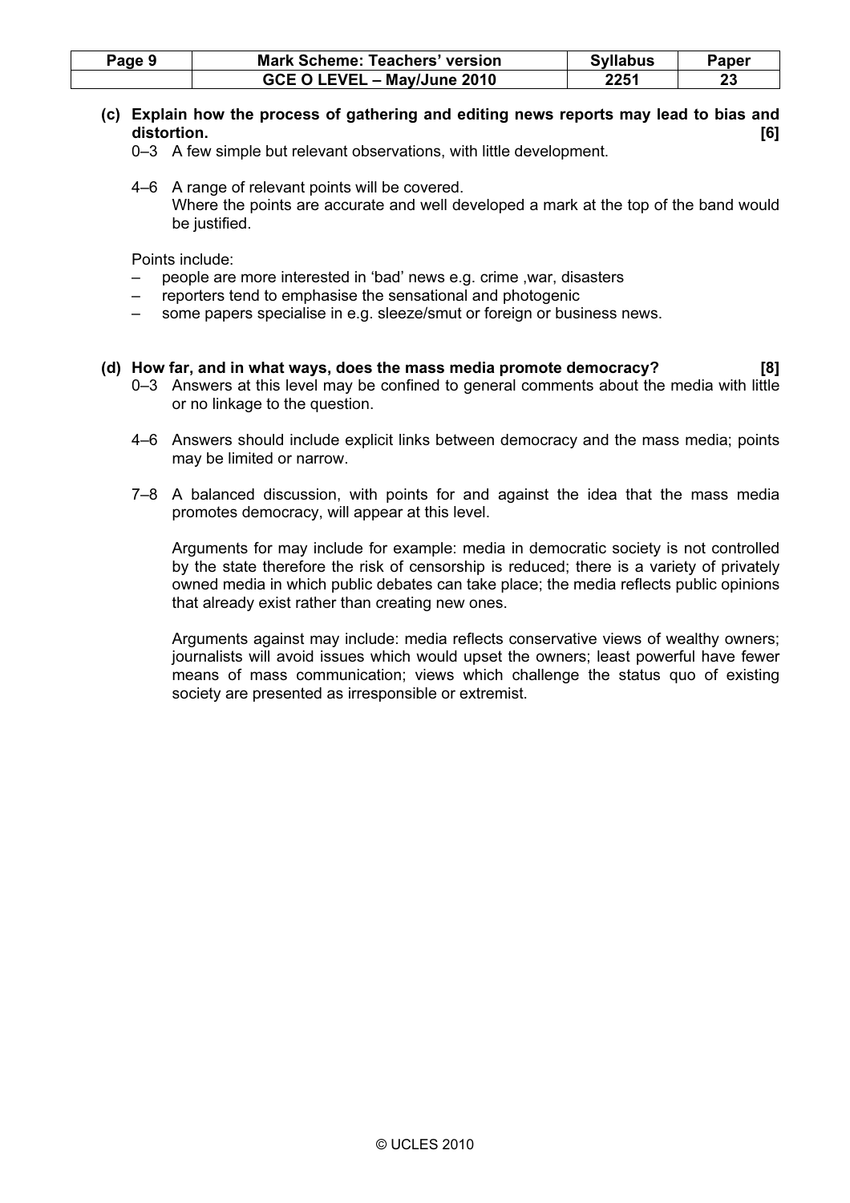**(c) Explain how the process of gathering and editing news reports may lead to bias and distortion. [6]**

0–3 A few simple but relevant observations, with little development.

4–6 A range of relevant points will be covered.
Where the points are accurate and well developed a mark at the top of the band would be justified.

Points include:

– people are more interested in 'bad' news e.g. crime ,war, disasters
– reporters tend to emphasise the sensational and photogenic
– some papers specialise in e.g. sleeze/smut or foreign or business news.

**(d) How far, and in what ways, does the mass media promote democracy? [8]**

0–3 Answers at this level may be confined to general comments about the media with little or no linkage to the question.

4–6 Answers should include explicit links between democracy and the mass media; points may be limited or narrow.

7–8 A balanced discussion, with points for and against the idea that the mass media promotes democracy, will appear at this level.

Arguments for may include for example: media in democratic society is not controlled by the state therefore the risk of censorship is reduced; there is a variety of privately owned media in which public debates can take place; the media reflects public opinions that already exist rather than creating new ones.

Arguments against may include: media reflects conservative views of wealthy owners; journalists will avoid issues which would upset the owners; least powerful have fewer means of mass communication; views which challenge the status quo of existing society are presented as irresponsible or extremist.